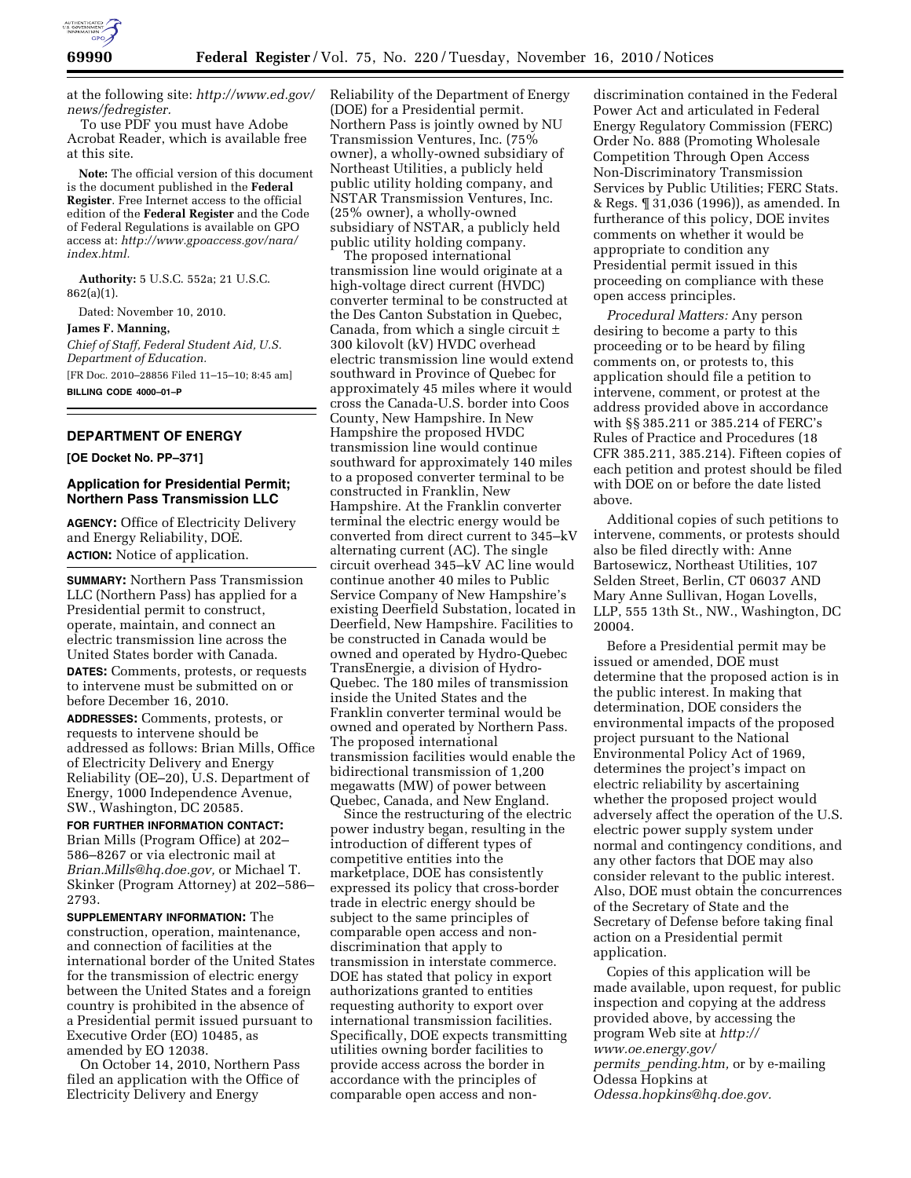at the following site: *http://www.ed.gov/news/fedregister.*

To use PDF you must have Adobe Acrobat Reader, which is available free at this site.

**Note:** The official version of this document is the document published in the **Federal Register**. Free Internet access to the official edition of the **Federal Register** and the Code of Federal Regulations is available on GPO access at: *http://www.gpoaccess.gov/nara/index.html.*

**Authority:** 5 U.S.C. 552a; 21 U.S.C. 862(a)(1).

Dated: November 10, 2010.

**James F. Manning,**

*Chief of Staff, Federal Student Aid, U.S. Department of Education.*

[FR Doc. 2010–28856 Filed 11–15–10; 8:45 am]

**BILLING CODE 4000–01–P**

## DEPARTMENT OF ENERGY

**[OE Docket No. PP–371]**

### Application for Presidential Permit; Northern Pass Transmission LLC

**AGENCY:** Office of Electricity Delivery and Energy Reliability, DOE.

**ACTION:** Notice of application.

**SUMMARY:** Northern Pass Transmission LLC (Northern Pass) has applied for a Presidential permit to construct, operate, maintain, and connect an electric transmission line across the United States border with Canada.

**DATES:** Comments, protests, or requests to intervene must be submitted on or before December 16, 2010.

**ADDRESSES:** Comments, protests, or requests to intervene should be addressed as follows: Brian Mills, Office of Electricity Delivery and Energy Reliability (OE–20), U.S. Department of Energy, 1000 Independence Avenue, SW., Washington, DC 20585.

**FOR FURTHER INFORMATION CONTACT:** Brian Mills (Program Office) at 202–586–8267 or via electronic mail at *Brian.Mills@hq.doe.gov,* or Michael T. Skinker (Program Attorney) at 202–586–2793.

**SUPPLEMENTARY INFORMATION:** The construction, operation, maintenance, and connection of facilities at the international border of the United States for the transmission of electric energy between the United States and a foreign country is prohibited in the absence of a Presidential permit issued pursuant to Executive Order (EO) 10485, as amended by EO 12038.

On October 14, 2010, Northern Pass filed an application with the Office of Electricity Delivery and Energy Reliability of the Department of Energy (DOE) for a Presidential permit. Northern Pass is jointly owned by NU Transmission Ventures, Inc. (75% owner), a wholly-owned subsidiary of Northeast Utilities, a publicly held public utility holding company, and NSTAR Transmission Ventures, Inc. (25% owner), a wholly-owned subsidiary of NSTAR, a publicly held public utility holding company.

The proposed international transmission line would originate at a high-voltage direct current (HVDC) converter terminal to be constructed at the Des Canton Substation in Quebec, Canada, from which a single circuit ± 300 kilovolt (kV) HVDC overhead electric transmission line would extend southward in Province of Quebec for approximately 45 miles where it would cross the Canada-U.S. border into Coos County, New Hampshire. In New Hampshire the proposed HVDC transmission line would continue southward for approximately 140 miles to a proposed converter terminal to be constructed in Franklin, New Hampshire. At the Franklin converter terminal the electric energy would be converted from direct current to 345–kV alternating current (AC). The single circuit overhead 345–kV AC line would continue another 40 miles to Public Service Company of New Hampshire's existing Deerfield Substation, located in Deerfield, New Hampshire. Facilities to be constructed in Canada would be owned and operated by Hydro-Quebec TransEnergie, a division of Hydro-Quebec. The 180 miles of transmission inside the United States and the Franklin converter terminal would be owned and operated by Northern Pass. The proposed international transmission facilities would enable the bidirectional transmission of 1,200 megawatts (MW) of power between Quebec, Canada, and New England.

Since the restructuring of the electric power industry began, resulting in the introduction of different types of competitive entities into the marketplace, DOE has consistently expressed its policy that cross-border trade in electric energy should be subject to the same principles of comparable open access and non-discrimination that apply to transmission in interstate commerce. DOE has stated that policy in export authorizations granted to entities requesting authority to export over international transmission facilities. Specifically, DOE expects transmitting utilities owning border facilities to provide access across the border in accordance with the principles of comparable open access and non-discrimination contained in the Federal Power Act and articulated in Federal Energy Regulatory Commission (FERC) Order No. 888 (Promoting Wholesale Competition Through Open Access Non-Discriminatory Transmission Services by Public Utilities; FERC Stats. & Regs. ¶ 31,036 (1996)), as amended. In furtherance of this policy, DOE invites comments on whether it would be appropriate to condition any Presidential permit issued in this proceeding on compliance with these open access principles.

*Procedural Matters:* Any person desiring to become a party to this proceeding or to be heard by filing comments on, or protests to, this application should file a petition to intervene, comment, or protest at the address provided above in accordance with §§ 385.211 or 385.214 of FERC's Rules of Practice and Procedures (18 CFR 385.211, 385.214). Fifteen copies of each petition and protest should be filed with DOE on or before the date listed above.

Additional copies of such petitions to intervene, comments, or protests should also be filed directly with: Anne Bartosewicz, Northeast Utilities, 107 Selden Street, Berlin, CT 06037 AND Mary Anne Sullivan, Hogan Lovells, LLP, 555 13th St., NW., Washington, DC 20004.

Before a Presidential permit may be issued or amended, DOE must determine that the proposed action is in the public interest. In making that determination, DOE considers the environmental impacts of the proposed project pursuant to the National Environmental Policy Act of 1969, determines the project's impact on electric reliability by ascertaining whether the proposed project would adversely affect the operation of the U.S. electric power supply system under normal and contingency conditions, and any other factors that DOE may also consider relevant to the public interest. Also, DOE must obtain the concurrences of the Secretary of State and the Secretary of Defense before taking final action on a Presidential permit application.

Copies of this application will be made available, upon request, for public inspection and copying at the address provided above, by accessing the program Web site at *http://www.oe.energy.gov/permits_pending.htm,* or by e-mailing Odessa Hopkins at *Odessa.hopkins@hq.doe.gov.*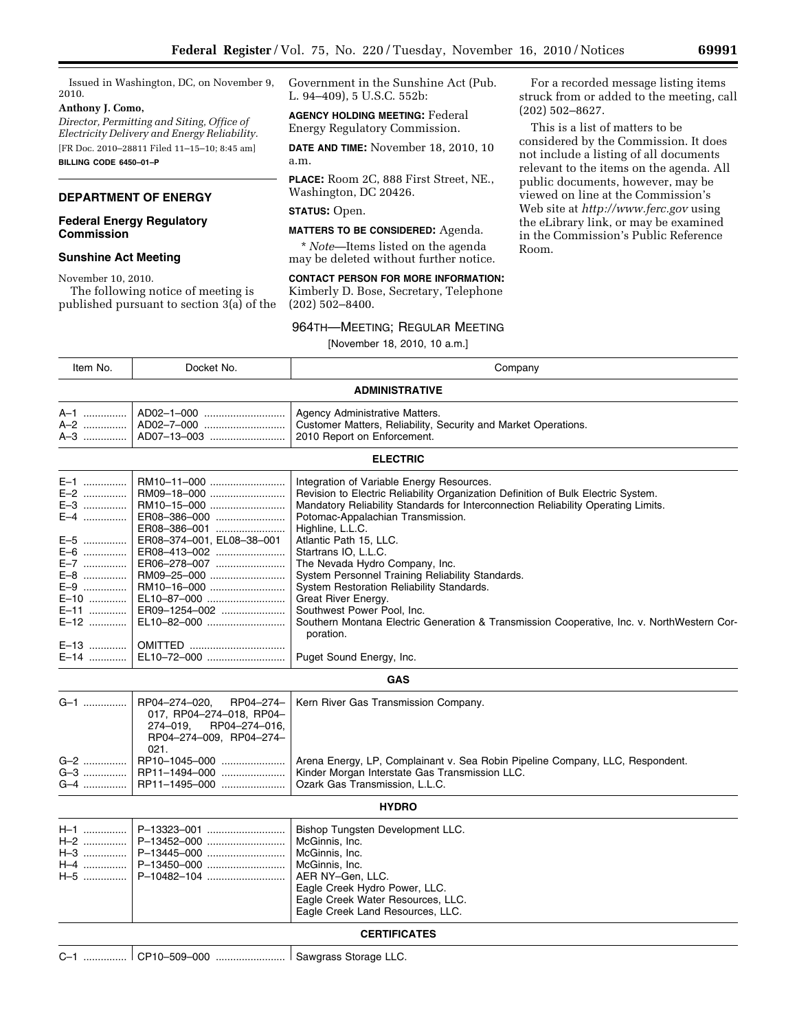Issued in Washington, DC, on November 9, 2010.

**Anthony J. Como,**

*Director, Permitting and Siting, Office of Electricity Delivery and Energy Reliability.*

[FR Doc. 2010–28811 Filed 11–15–10; 8:45 am]

**BILLING CODE 6450–01–P**

## DEPARTMENT OF ENERGY

### Federal Energy Regulatory Commission

### Sunshine Act Meeting

November 10, 2010.

The following notice of meeting is published pursuant to section 3(a) of the Government in the Sunshine Act (Pub. L. 94–409), 5 U.S.C. 552b:

**AGENCY HOLDING MEETING:** Federal Energy Regulatory Commission.

**DATE AND TIME:** November 18, 2010, 10 a.m.

**PLACE:** Room 2C, 888 First Street, NE., Washington, DC 20426.

**STATUS:** Open.

**MATTERS TO BE CONSIDERED:** Agenda.

* *Note*—Items listed on the agenda may be deleted without further notice.

**CONTACT PERSON FOR MORE INFORMATION:** Kimberly D. Bose, Secretary, Telephone (202) 502–8400.

For a recorded message listing items struck from or added to the meeting, call (202) 502–8627.

This is a list of matters to be considered by the Commission. It does not include a listing of all documents relevant to the items on the agenda. All public documents, however, may be viewed on line at the Commission's Web site at *http://www.ferc.gov* using the eLibrary link, or may be examined in the Commission's Public Reference Room.

964TH—MEETING; REGULAR MEETING

[November 18, 2010, 10 a.m.]

| Item No. | Docket No. | Company |
| --- | --- | --- |
| | | **ADMINISTRATIVE** |
| A–1 | AD02–1–000 | Agency Administrative Matters. |
| A–2 | AD02–7–000 | Customer Matters, Reliability, Security and Market Operations. |
| A–3 | AD07–13–003 | 2010 Report on Enforcement. |
| | | **ELECTRIC** |
| E–1 | RM10–11–000 | Integration of Variable Energy Resources. |
| E–2 | RM09–18–000 | Revision to Electric Reliability Organization Definition of Bulk Electric System. |
| E–3 | RM10–15–000 | Mandatory Reliability Standards for Interconnection Reliability Operating Limits. |
| E–4 | ER08–386–000 | Potomac-Appalachian Transmission. |
| | ER08–386–001 | Highline, L.L.C. |
| E–5 | ER08–374–001, EL08–38–001 | Atlantic Path 15, LLC. |
| E–6 | ER08–413–002 | Startrans IO, L.L.C. |
| E–7 | ER06–278–007 | The Nevada Hydro Company, Inc. |
| E–8 | RM09–25–000 | System Personnel Training Reliability Standards. |
| E–9 | RM10–16–000 | System Restoration Reliability Standards. |
| E–10 | EL10–87–000 | Great River Energy. |
| E–11 | ER09–1254–002 | Southwest Power Pool, Inc. |
| E–12 | EL10–82–000 | Southern Montana Electric Generation & Transmission Cooperative, Inc. v. NorthWestern Corporation. |
| E–13 | OMITTED | |
| E–14 | EL10–72–000 | Puget Sound Energy, Inc. |
| | | **GAS** |
| G–1 | RP04–274–020, RP04–274–017, RP04–274–018, RP04–274–019, RP04–274–016, RP04–274–009, RP04–274–021. | Kern River Gas Transmission Company. |
| G–2 | RP10–1045–000 | Arena Energy, LP, Complainant v. Sea Robin Pipeline Company, LLC, Respondent. |
| G–3 | RP11–1494–000 | Kinder Morgan Interstate Gas Transmission LLC. |
| G–4 | RP11–1495–000 | Ozark Gas Transmission, L.L.C. |
| | | **HYDRO** |
| H–1 | P–13323–001 | Bishop Tungsten Development LLC. |
| H–2 | P–13452–000 | McGinnis, Inc. |
| H–3 | P–13445–000 | McGinnis, Inc. |
| H–4 | P–13450–000 | McGinnis, Inc. |
| H–5 | P–10482–104 | AER NY–Gen, LLC. |
| | | Eagle Creek Hydro Power, LLC. |
| | | Eagle Creek Water Resources, LLC. |
| | | Eagle Creek Land Resources, LLC. |
| | | **CERTIFICATES** |
| C–1 | CP10–509–000 | Sawgrass Storage LLC. |